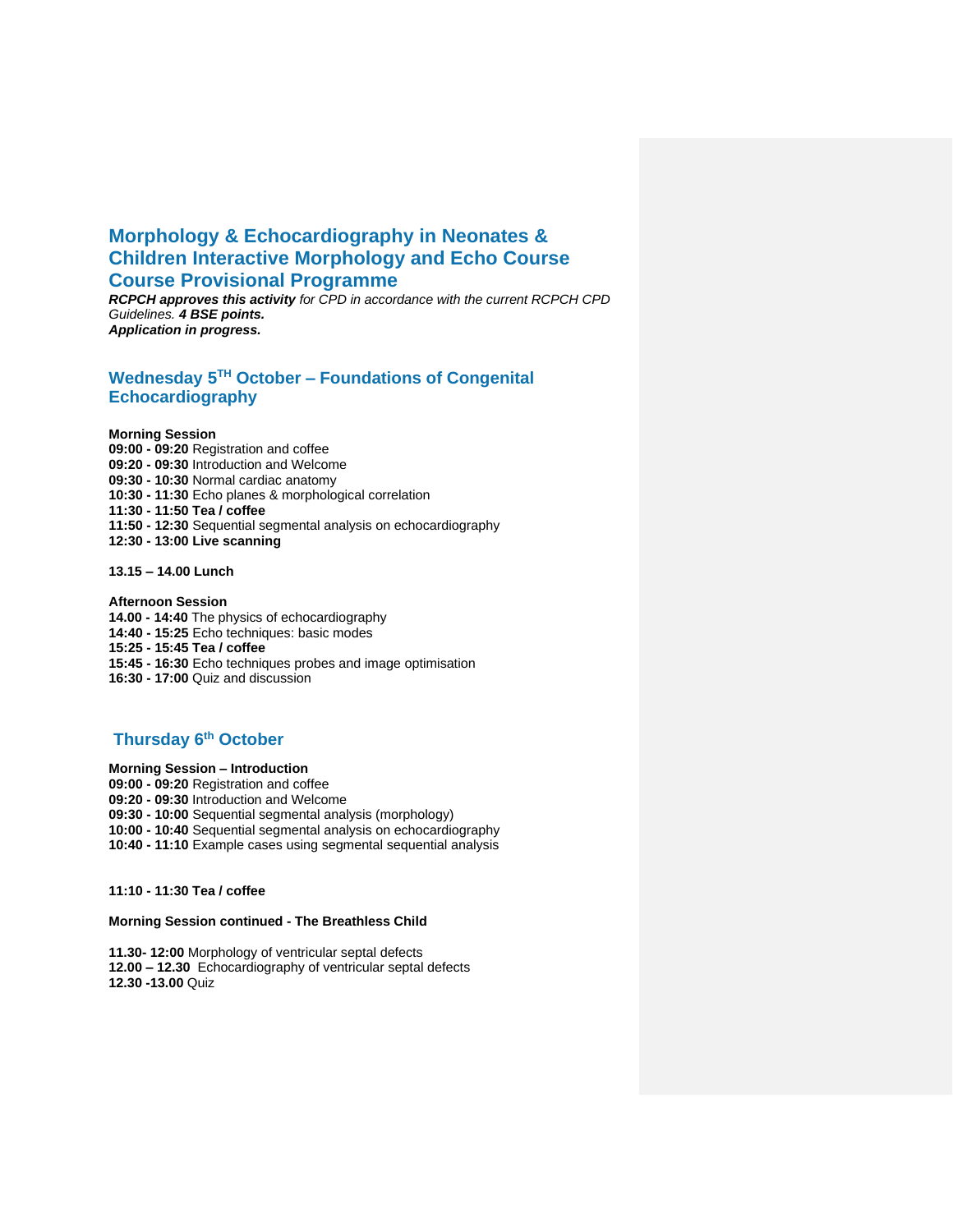# Morphology & Echocardiography in Neonates & Children Interactive Morphology and Echo Course Course Provisional Programme

***RCPCH approves this activity** for CPD in accordance with the current RCPCH CPD Guidelines. **4 BSE points.***
***Application in progress.***

## Wednesday 5[TH] October – Foundations of Congenital Echocardiography

**Morning Session**
**09:00 - 09:20** Registration and coffee
**09:20 - 09:30** Introduction and Welcome
**09:30 - 10:30** Normal cardiac anatomy
**10:30 - 11:30** Echo planes & morphological correlation
**11:30 - 11:50 Tea / coffee**
**11:50 - 12:30** Sequential segmental analysis on echocardiography
**12:30 - 13:00 Live scanning**

**13.15 – 14.00 Lunch**

**Afternoon Session**
**14.00 - 14:40** The physics of echocardiography
**14:40 - 15:25** Echo techniques: basic modes
**15:25 - 15:45 Tea / coffee**
**15:45 - 16:30** Echo techniques probes and image optimisation
**16:30 - 17:00** Quiz and discussion

## Thursday 6[th] October

**Morning Session – Introduction**
**09:00 - 09:20** Registration and coffee
**09:20 - 09:30** Introduction and Welcome
**09:30 - 10:00** Sequential segmental analysis (morphology)
**10:00 - 10:40** Sequential segmental analysis on echocardiography
**10:40 - 11:10** Example cases using segmental sequential analysis

**11:10 - 11:30 Tea / coffee**

**Morning Session continued - The Breathless Child**

**11.30- 12:00** Morphology of ventricular septal defects
**12.00 – 12.30** Echocardiography of ventricular septal defects
**12.30 -13.00** Quiz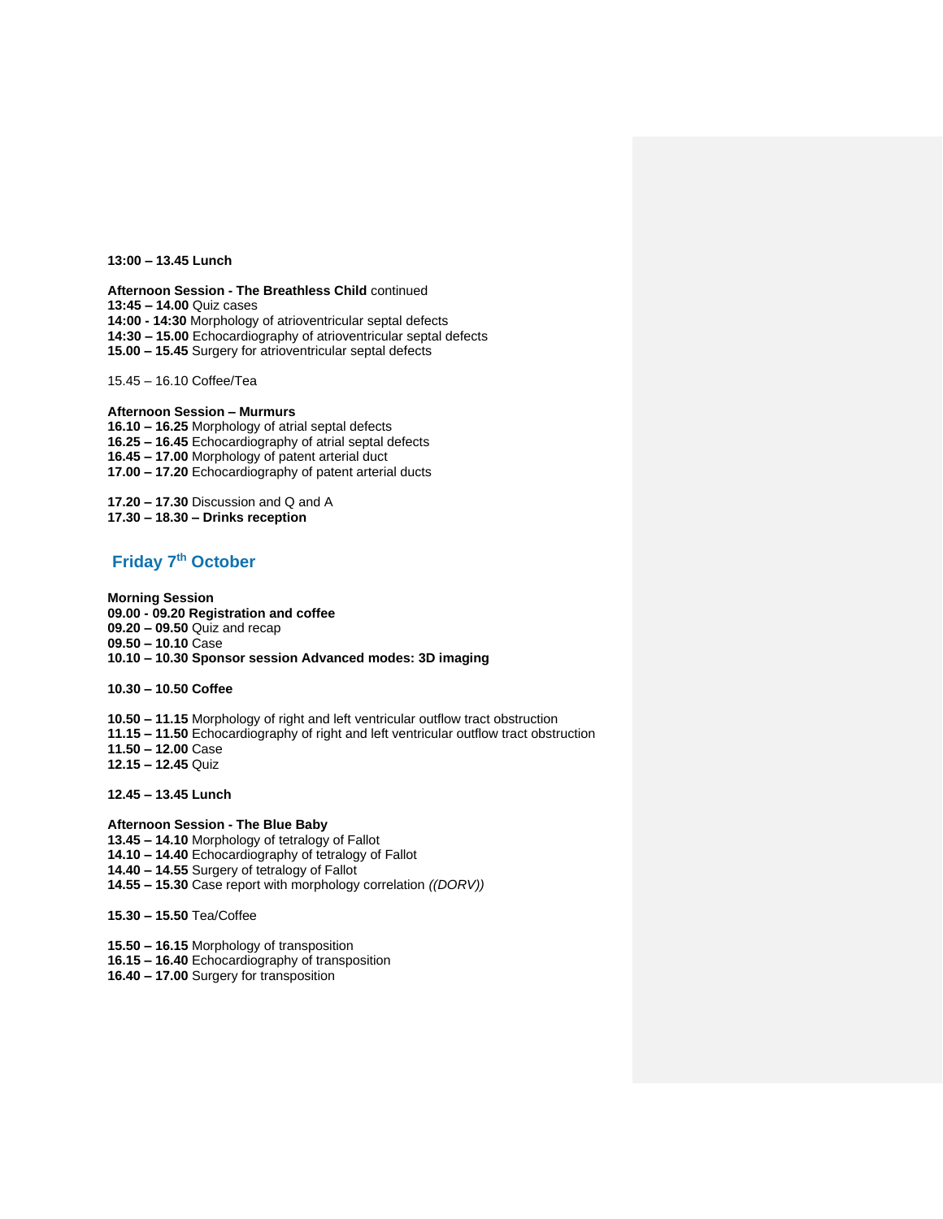**13:00 – 13.45 Lunch**

**Afternoon Session - The Breathless Child** continued
**13:45 – 14.00** Quiz cases
**14:00 - 14:30** Morphology of atrioventricular septal defects
**14:30 – 15.00** Echocardiography of atrioventricular septal defects
**15.00 – 15.45** Surgery for atrioventricular septal defects

15.45 – 16.10 Coffee/Tea

**Afternoon Session – Murmurs**
**16.10 – 16.25** Morphology of atrial septal defects
**16.25 – 16.45** Echocardiography of atrial septal defects
**16.45 – 17.00** Morphology of patent arterial duct
**17.00 – 17.20** Echocardiography of patent arterial ducts

**17.20 – 17.30** Discussion and Q and A
**17.30 – 18.30 – Drinks reception**

## Friday 7th October

**Morning Session**
**09.00 - 09.20 Registration and coffee**
**09.20 – 09.50** Quiz and recap
**09.50 – 10.10** Case
**10.10 – 10.30 Sponsor session Advanced modes: 3D imaging**

**10.30 – 10.50 Coffee**

**10.50 – 11.15** Morphology of right and left ventricular outflow tract obstruction
**11.15 – 11.50** Echocardiography of right and left ventricular outflow tract obstruction
**11.50 – 12.00** Case
**12.15 – 12.45** Quiz

**12.45 – 13.45 Lunch**

**Afternoon Session - The Blue Baby**
**13.45 – 14.10** Morphology of tetralogy of Fallot
**14.10 – 14.40** Echocardiography of tetralogy of Fallot
**14.40 – 14.55** Surgery of tetralogy of Fallot
**14.55 – 15.30** Case report with morphology correlation *((DORV))*

**15.30 – 15.50** Tea/Coffee

**15.50 – 16.15** Morphology of transposition
**16.15 – 16.40** Echocardiography of transposition
**16.40 – 17.00** Surgery for transposition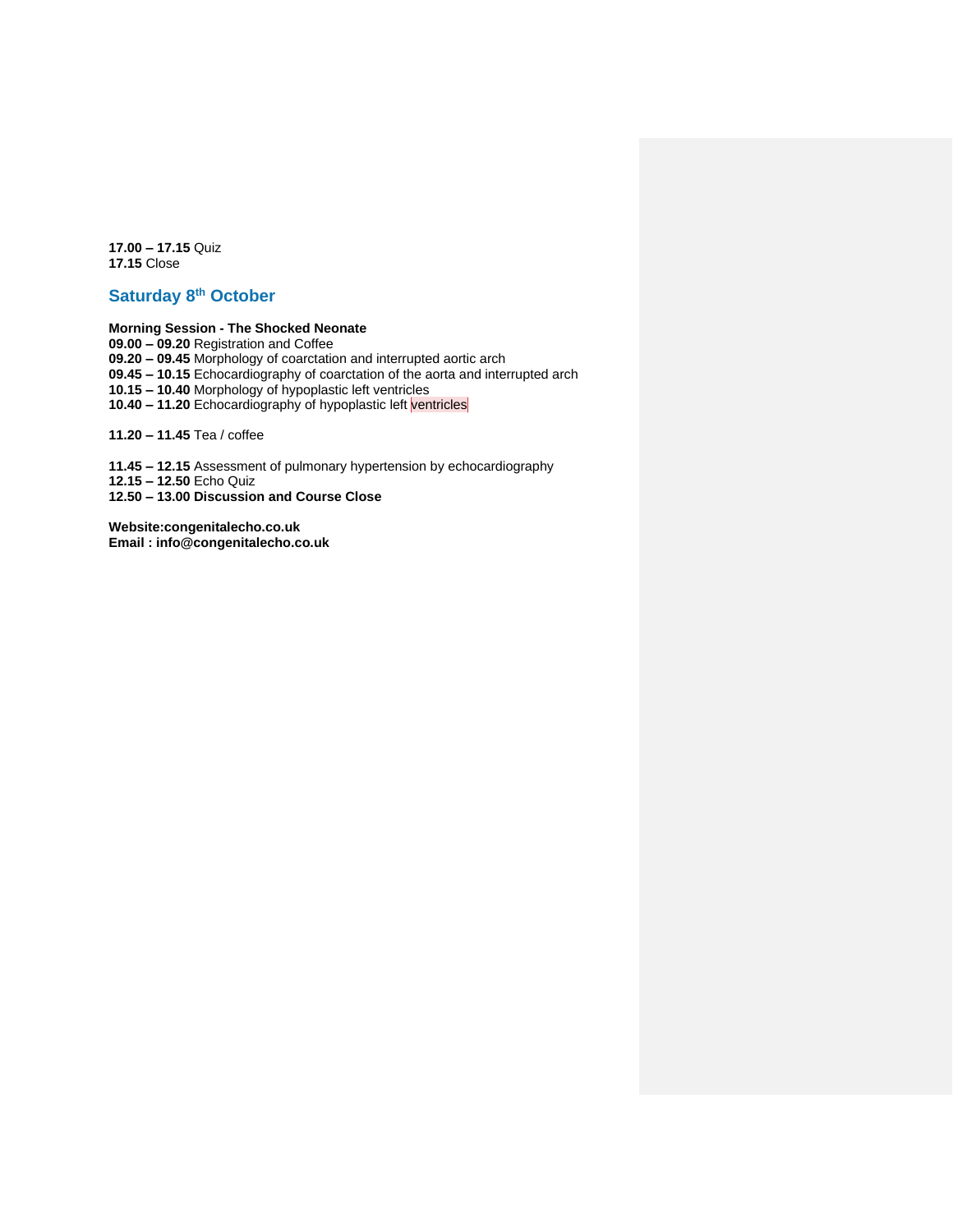**17.00 – 17.15** Quiz
**17.15** Close

## Saturday 8th October

**Morning Session - The Shocked Neonate**
**09.00 – 09.20** Registration and Coffee
**09.20 – 09.45** Morphology of coarctation and interrupted aortic arch
**09.45 – 10.15** Echocardiography of coarctation of the aorta and interrupted arch
**10.15 – 10.40** Morphology of hypoplastic left ventricles
**10.40 – 11.20** Echocardiography of hypoplastic left ventricles

**11.20 – 11.45** Tea / coffee

**11.45 – 12.15** Assessment of pulmonary hypertension by echocardiography
**12.15 – 12.50** Echo Quiz
**12.50 – 13.00 Discussion and Course Close**

**Website:congenitalecho.co.uk**
**Email : info@congenitalecho.co.uk**